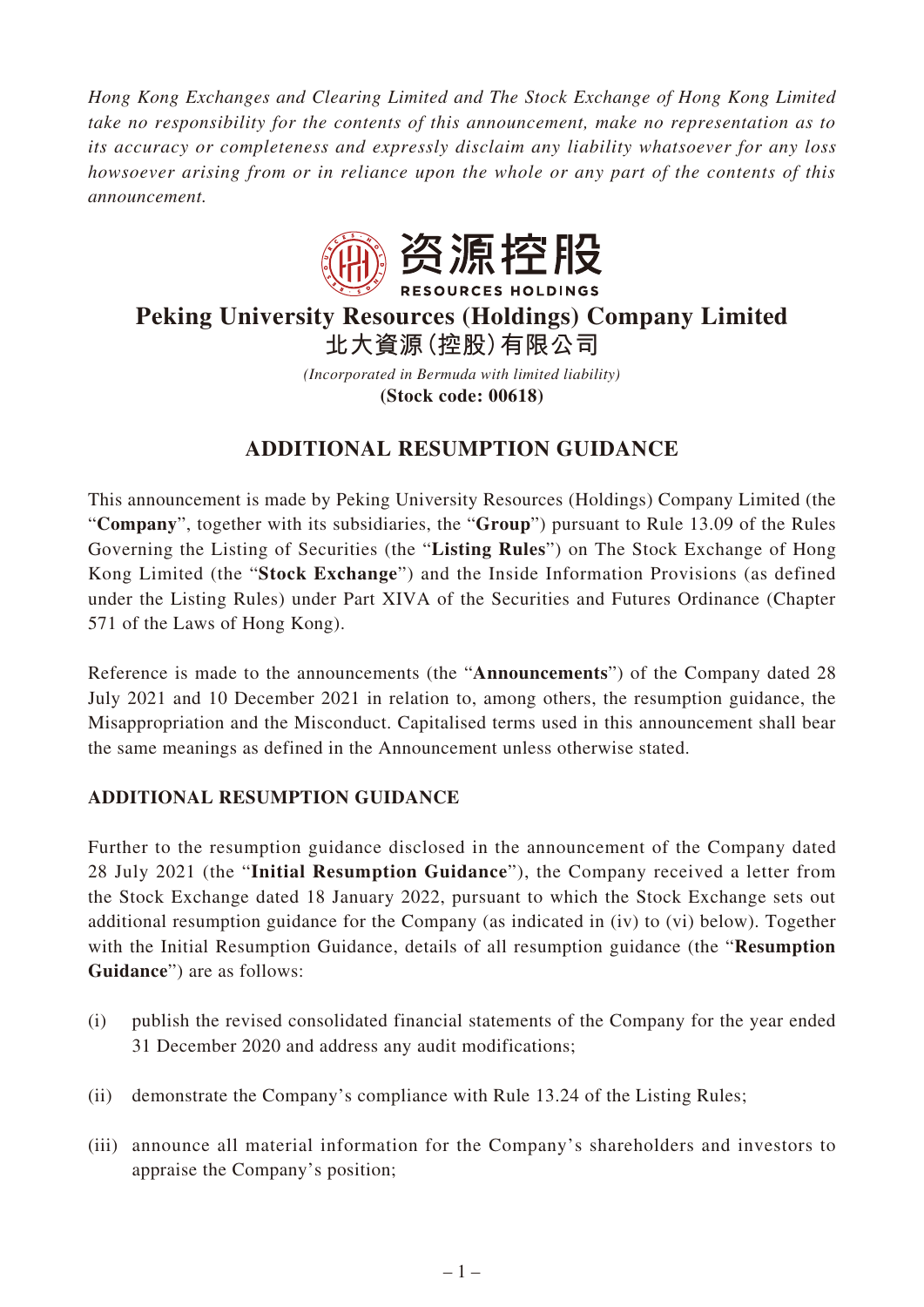*Hong Kong Exchanges and Clearing Limited and The Stock Exchange of Hong Kong Limited take no responsibility for the contents of this announcement, make no representation as to its accuracy or completeness and expressly disclaim any liability whatsoever for any loss howsoever arising from or in reliance upon the whole or any part of the contents of this announcement.*

资源控股
RESOURCES HOLDINGS

# Peking University Resources (Holdings) Company Limited
# 北大資源(控股)有限公司

*(Incorporated in Bermuda with limited liability)*
**(Stock code: 00618)**

## ADDITIONAL RESUMPTION GUIDANCE

This announcement is made by Peking University Resources (Holdings) Company Limited (the "**Company**", together with its subsidiaries, the "**Group**") pursuant to Rule 13.09 of the Rules Governing the Listing of Securities (the "**Listing Rules**") on The Stock Exchange of Hong Kong Limited (the "**Stock Exchange**") and the Inside Information Provisions (as defined under the Listing Rules) under Part XIVA of the Securities and Futures Ordinance (Chapter 571 of the Laws of Hong Kong).

Reference is made to the announcements (the "**Announcements**") of the Company dated 28 July 2021 and 10 December 2021 in relation to, among others, the resumption guidance, the Misappropriation and the Misconduct. Capitalised terms used in this announcement shall bear the same meanings as defined in the Announcement unless otherwise stated.

### ADDITIONAL RESUMPTION GUIDANCE

Further to the resumption guidance disclosed in the announcement of the Company dated 28 July 2021 (the "**Initial Resumption Guidance**"), the Company received a letter from the Stock Exchange dated 18 January 2022, pursuant to which the Stock Exchange sets out additional resumption guidance for the Company (as indicated in (iv) to (vi) below). Together with the Initial Resumption Guidance, details of all resumption guidance (the "**Resumption Guidance**") are as follows:

(i) publish the revised consolidated financial statements of the Company for the year ended 31 December 2020 and address any audit modifications;

(ii) demonstrate the Company's compliance with Rule 13.24 of the Listing Rules;

(iii) announce all material information for the Company's shareholders and investors to appraise the Company's position;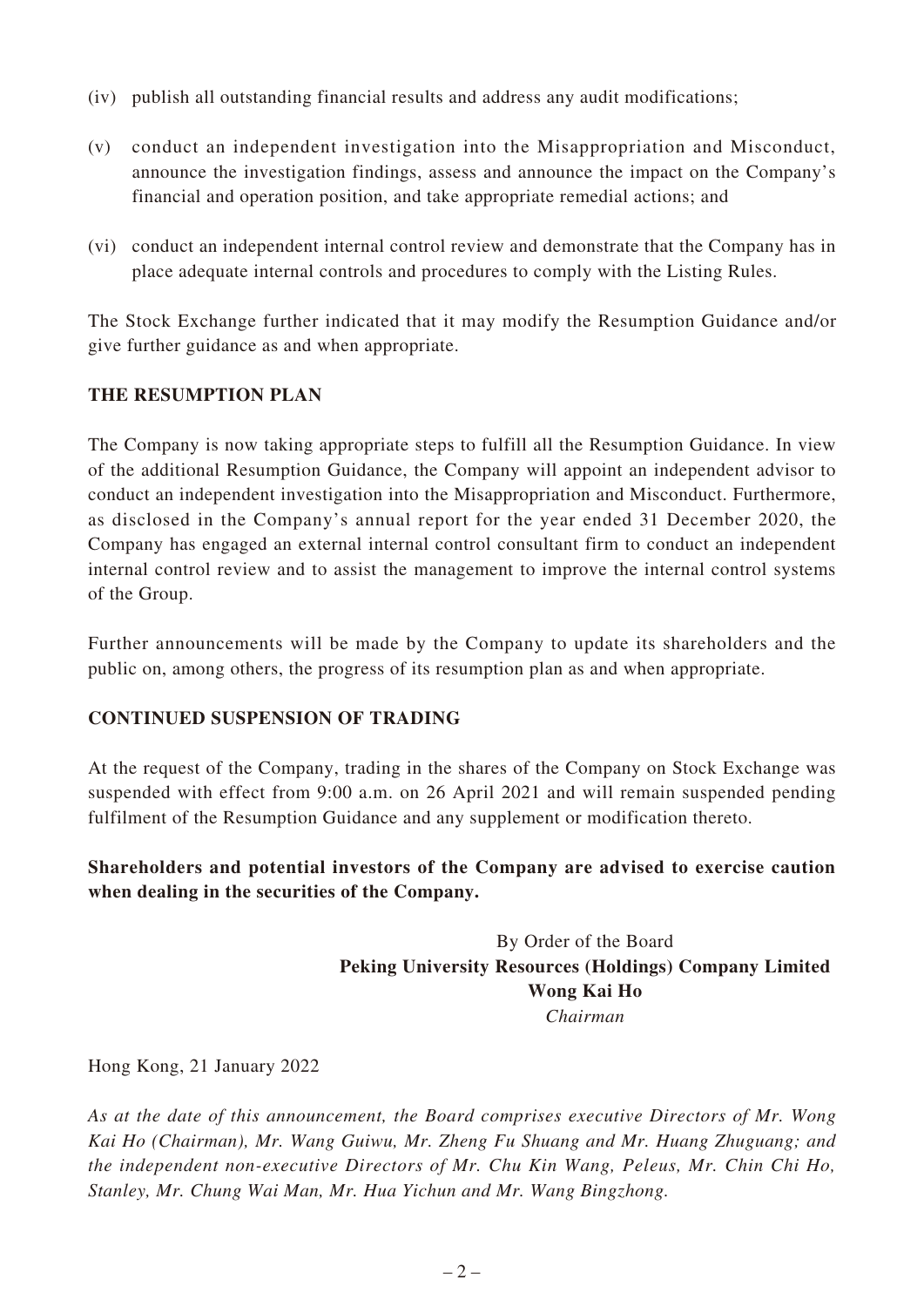(iv) publish all outstanding financial results and address any audit modifications;

(v) conduct an independent investigation into the Misappropriation and Misconduct, announce the investigation findings, assess and announce the impact on the Company's financial and operation position, and take appropriate remedial actions; and

(vi) conduct an independent internal control review and demonstrate that the Company has in place adequate internal controls and procedures to comply with the Listing Rules.

The Stock Exchange further indicated that it may modify the Resumption Guidance and/or give further guidance as and when appropriate.

## THE RESUMPTION PLAN

The Company is now taking appropriate steps to fulfill all the Resumption Guidance. In view of the additional Resumption Guidance, the Company will appoint an independent advisor to conduct an independent investigation into the Misappropriation and Misconduct. Furthermore, as disclosed in the Company's annual report for the year ended 31 December 2020, the Company has engaged an external internal control consultant firm to conduct an independent internal control review and to assist the management to improve the internal control systems of the Group.

Further announcements will be made by the Company to update its shareholders and the public on, among others, the progress of its resumption plan as and when appropriate.

## CONTINUED SUSPENSION OF TRADING

At the request of the Company, trading in the shares of the Company on Stock Exchange was suspended with effect from 9:00 a.m. on 26 April 2021 and will remain suspended pending fulfilment of the Resumption Guidance and any supplement or modification thereto.

**Shareholders and potential investors of the Company are advised to exercise caution when dealing in the securities of the Company.**

By Order of the Board
**Peking University Resources (Holdings) Company Limited**
**Wong Kai Ho**
*Chairman*

Hong Kong, 21 January 2022

*As at the date of this announcement, the Board comprises executive Directors of Mr. Wong Kai Ho (Chairman), Mr. Wang Guiwu, Mr. Zheng Fu Shuang and Mr. Huang Zhuguang; and the independent non-executive Directors of Mr. Chu Kin Wang, Peleus, Mr. Chin Chi Ho, Stanley, Mr. Chung Wai Man, Mr. Hua Yichun and Mr. Wang Bingzhong.*